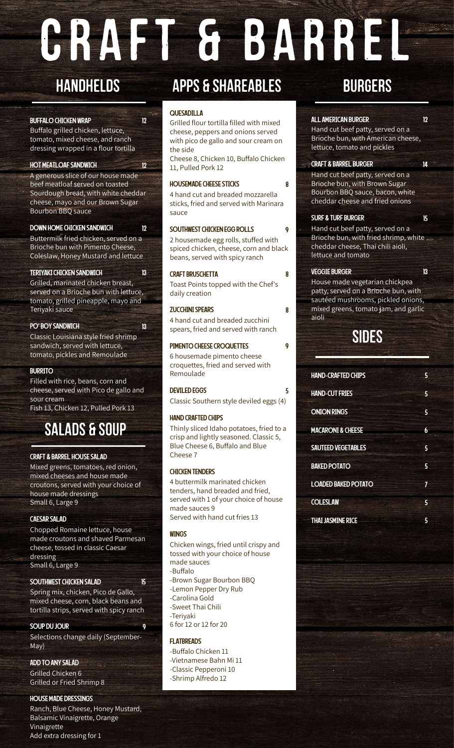# CRAFT & BARREL

## HANDHELDS

### BUFFALO CHICKEN WRAP 12
Buffalo grilled chicken, lettuce, tomato, mixed cheese, and ranch dressing wrapped in a flour tortilla

### HOT MEATLOAF SANDWICH 12
A generous slice of our house made beef meatloaf served on toasted Sourdough bread, with white cheddar cheese, mayo and our Brown Sugar Bourbon BBQ sauce

### DOWN HOME CHICKEN SANDWICH 12
Buttermilk fried chicken, served on a Brioche bun with Pimento Cheese, Coleslaw, Honey Mustard and lettuce

### TERIYAKI CHICKEN SANDWICH 13
Grilled, marinated chicken breast, served on a Brioche bun with lettuce, tomato, grilled pineapple, mayo and Teriyaki sauce

### PO' BOY SANDWICH 13
Classic Louisiana style fried shrimp sandwich, served with lettuce, tomato, pickles and Remoulade

### BURRITO
Filled with rice, beans, corn and cheese, served with Pico de gallo and sour cream
Fish 13, Chicken 12, Pulled Pork 13

## SALADS & SOUP

### CRAFT & BARREL HOUSE SALAD
Mixed greens, tomatoes, red onion, mixed cheeses and house made croutons, served with your choice of house made dressings
Small 6, Large 9

### CAESAR SALAD
Chopped Romaine lettuce, house made croutons and shaved Parmesan cheese, tossed in classic Caesar dressing
Small 6, Large 9

### SOUTHWEST CHICKEN SALAD 15
Spring mix, chicken, Pico de Gallo, mixed cheese, corn, black beans and tortilla strips, served with spicy ranch

### SOUP DU JOUR 9
Selections change daily (September-May)

### ADD TO ANY SALAD
Grilled Chicken 6
Grilled or Fried Shrimp 8

### HOUSE MADE DRESSINGS
Ranch, Blue Cheese, Honey Mustard, Balsamic Vinaigrette, Orange Vinaigrette
Add extra dressing for 1

## APPS & SHAREABLES

### QUESADILLA
Grilled flour tortilla filled with mixed cheese, peppers and onions served with pico de gallo and sour cream on the side
Cheese 8, Chicken 10, Buffalo Chicken 11, Pulled Pork 12

### HOUSEMADE CHEESE STICKS 8
4 hand cut and breaded mozzarella sticks, fried and served with Marinara sauce

### SOUTHWEST CHICKEN EGG ROLLS 9
2 housemade egg rolls, stuffed with spiced chicken, cheese, corn and black beans, served with spicy ranch

### CRAFT BRUSCHETTA 8
Toast Points topped with the Chef's daily creation

### ZUCCHINI SPEARS 8
4 hand cut and breaded zucchini spears, fried and served with ranch

### PIMENTO CHEESE CROQUETTES 9
6 housemade pimento cheese croquettes, fried and served with Remoulade

### DEVILED EGGS 5
Classic Southern style deviled eggs (4)

### HAND CRAFTED CHIPS
Thinly sliced Idaho potatoes, fried to a crisp and lightly seasoned. Classic 5, Blue Cheese 6, Buffalo and Blue Cheese 7

### CHICKEN TENDERS
4 buttermilk marinated chicken tenders, hand breaded and fried, served with 1 of your choice of house made sauces 9
Served with hand cut fries 13

### WINGS
Chicken wings, fried until crispy and tossed with your choice of house made sauces
- Buffalo
- Brown Sugar Bourbon BBQ
- Lemon Pepper Dry Rub
- Carolina Gold
- Sweet Thai Chili
- Teriyaki

6 for 12 or 12 for 20

### FLATBREADS
- Buffalo Chicken 11
- Vietnamese Bahn Mi 11
- Classic Pepperoni 10
- Shrimp Alfredo 12

## BURGERS

### ALL AMERICAN BURGER 12
Hand cut beef patty, served on a Brioche bun, with American cheese, lettuce, tomato and pickles

### CRAFT & BARREL BURGER 14
Hand cut beef patty, served on a Brioche bun, with Brown Sugar Bourbon BBQ sauce, bacon, white cheddar cheese and fried onions

### SURF & TURF BURGER 15
Hand cut beef patty, served on a Brioche bun, with fried shrimp, white cheddar cheese, Thai chili aioli, lettuce and tomato

### VEGGIE BURGER 13
House made vegetarian chickpea patty, served on a Brioche bun, with sautéed mushrooms, pickled onions, mixed greens, tomato jam, and garlic aioli

## SIDES

| | |
|---|---|
| HAND-CRAFTED CHIPS | 5 |
| HAND-CUT FRIES | 5 |
| ONION RINGS | 5 |
| MACARONI & CHEESE | 6 |
| SAUTEED VEGETABLES | 5 |
| BAKED POTATO | 5 |
| LOADED BAKED POTATO | 7 |
| COLESLAW | 5 |
| THAI JASMINE RICE | 5 |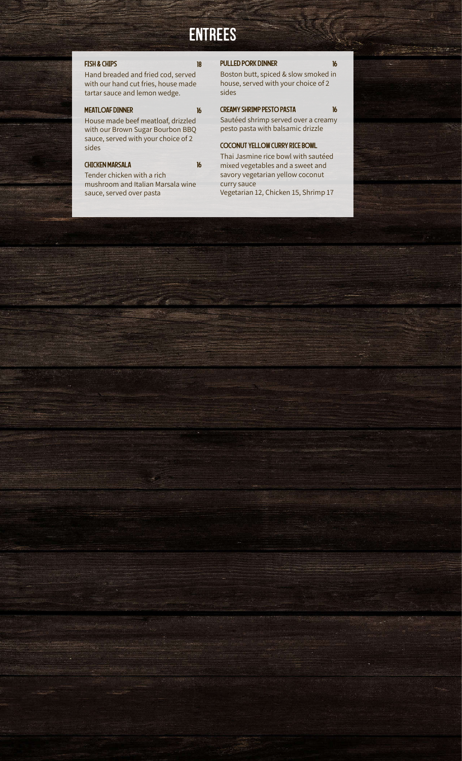# ENTREES

### FISH & CHIPS 18

Hand breaded and fried cod, served with our hand cut fries, house made tartar sauce and lemon wedge.

### MEATLOAF DINNER 16

House made beef meatloaf, drizzled with our Brown Sugar Bourbon BBQ sauce, served with your choice of 2 sides

### CHICKEN MARSALA 16

Tender chicken with a rich mushroom and Italian Marsala wine sauce, served over pasta

### PULLED PORK DINNER 16

Boston butt, spiced & slow smoked in house, served with your choice of 2 sides

### CREAMY SHRIMP PESTO PASTA 16

Sautéed shrimp served over a creamy pesto pasta with balsamic drizzle

### COCONUT YELLOW CURRY RICE BOWL

Thai Jasmine rice bowl with sautéed mixed vegetables and a sweet and savory vegetarian yellow coconut curry sauce
Vegetarian 12, Chicken 15, Shrimp 17